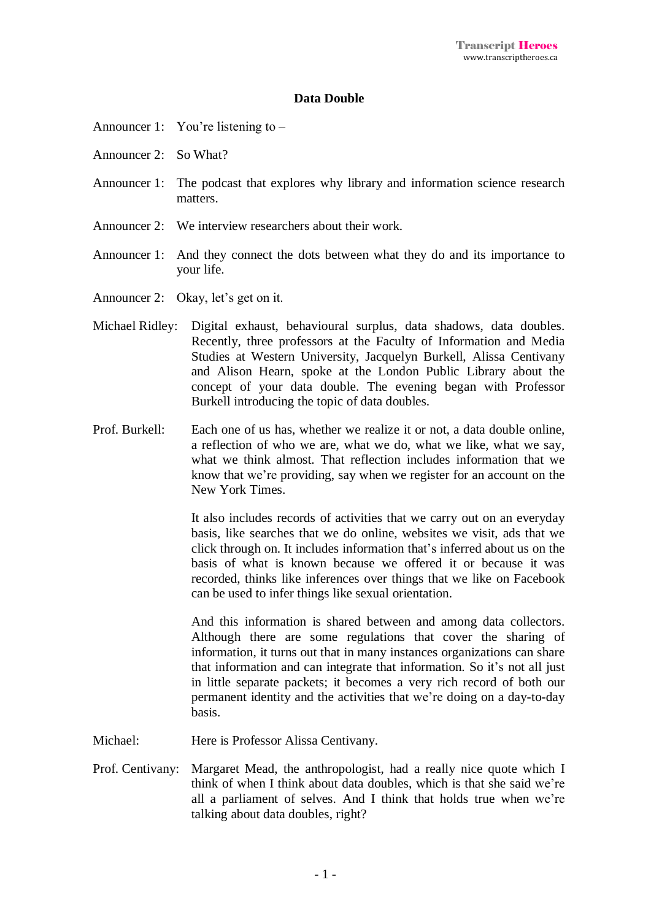# Data Double

Announcer 1: You're listening to –

Announcer 2: So What?

Announcer 1: The podcast that explores why library and information science research matters.

Announcer 2: We interview researchers about their work.

Announcer 1: And they connect the dots between what they do and its importance to your life.

Announcer 2: Okay, let's get on it.

Michael Ridley: Digital exhaust, behavioural surplus, data shadows, data doubles. Recently, three professors at the Faculty of Information and Media Studies at Western University, Jacquelyn Burkell, Alissa Centivany and Alison Hearn, spoke at the London Public Library about the concept of your data double. The evening began with Professor Burkell introducing the topic of data doubles.

Prof. Burkell: Each one of us has, whether we realize it or not, a data double online, a reflection of who we are, what we do, what we like, what we say, what we think almost. That reflection includes information that we know that we're providing, say when we register for an account on the New York Times.

It also includes records of activities that we carry out on an everyday basis, like searches that we do online, websites we visit, ads that we click through on. It includes information that's inferred about us on the basis of what is known because we offered it or because it was recorded, thinks like inferences over things that we like on Facebook can be used to infer things like sexual orientation.

And this information is shared between and among data collectors. Although there are some regulations that cover the sharing of information, it turns out that in many instances organizations can share that information and can integrate that information. So it's not all just in little separate packets; it becomes a very rich record of both our permanent identity and the activities that we're doing on a day-to-day basis.

Michael: Here is Professor Alissa Centivany.

Prof. Centivany: Margaret Mead, the anthropologist, had a really nice quote which I think of when I think about data doubles, which is that she said we're all a parliament of selves. And I think that holds true when we're talking about data doubles, right?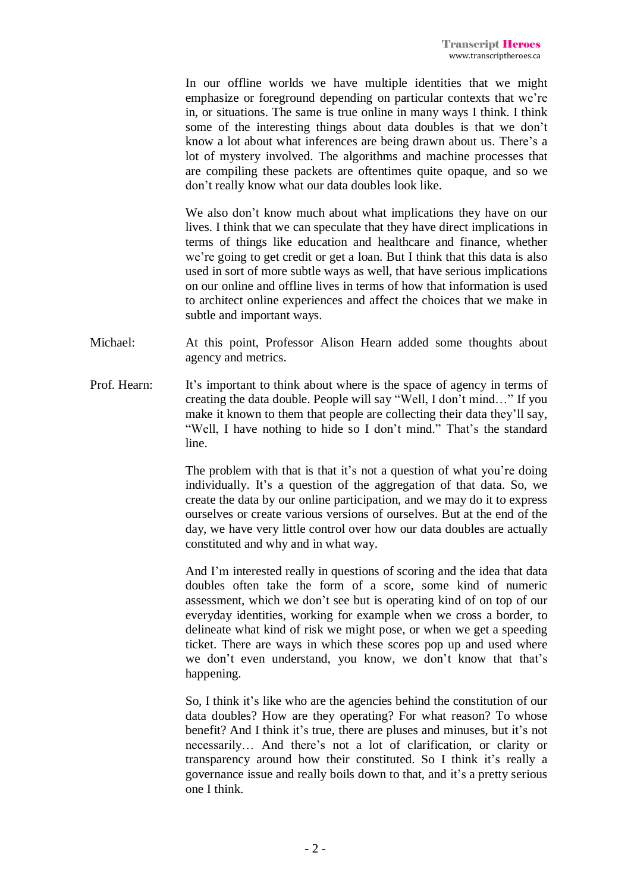In our offline worlds we have multiple identities that we might emphasize or foreground depending on particular contexts that we're in, or situations. The same is true online in many ways I think. I think some of the interesting things about data doubles is that we don't know a lot about what inferences are being drawn about us. There's a lot of mystery involved. The algorithms and machine processes that are compiling these packets are oftentimes quite opaque, and so we don't really know what our data doubles look like.

We also don't know much about what implications they have on our lives. I think that we can speculate that they have direct implications in terms of things like education and healthcare and finance, whether we're going to get credit or get a loan. But I think that this data is also used in sort of more subtle ways as well, that have serious implications on our online and offline lives in terms of how that information is used to architect online experiences and affect the choices that we make in subtle and important ways.

Michael: At this point, Professor Alison Hearn added some thoughts about agency and metrics.

Prof. Hearn: It's important to think about where is the space of agency in terms of creating the data double. People will say "Well, I don't mind…" If you make it known to them that people are collecting their data they'll say, "Well, I have nothing to hide so I don't mind." That's the standard line.

The problem with that is that it's not a question of what you're doing individually. It's a question of the aggregation of that data. So, we create the data by our online participation, and we may do it to express ourselves or create various versions of ourselves. But at the end of the day, we have very little control over how our data doubles are actually constituted and why and in what way.

And I'm interested really in questions of scoring and the idea that data doubles often take the form of a score, some kind of numeric assessment, which we don't see but is operating kind of on top of our everyday identities, working for example when we cross a border, to delineate what kind of risk we might pose, or when we get a speeding ticket. There are ways in which these scores pop up and used where we don't even understand, you know, we don't know that that's happening.

So, I think it's like who are the agencies behind the constitution of our data doubles? How are they operating? For what reason? To whose benefit? And I think it's true, there are pluses and minuses, but it's not necessarily… And there's not a lot of clarification, or clarity or transparency around how their constituted. So I think it's really a governance issue and really boils down to that, and it's a pretty serious one I think.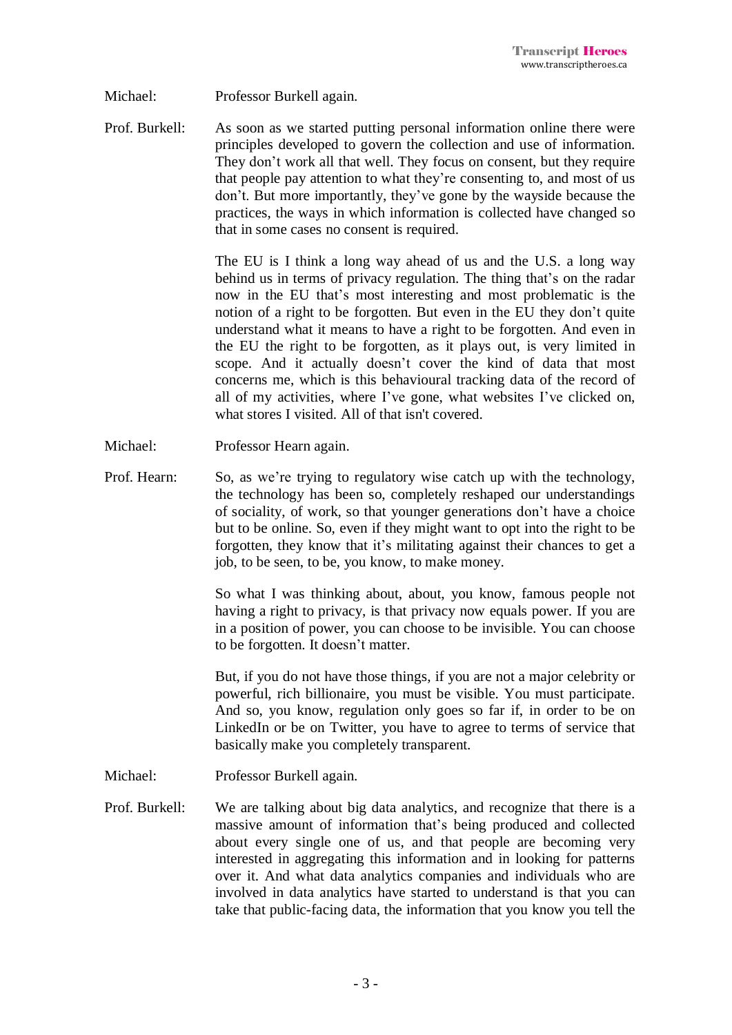Michael: Professor Burkell again.

Prof. Burkell: As soon as we started putting personal information online there were principles developed to govern the collection and use of information. They don't work all that well. They focus on consent, but they require that people pay attention to what they're consenting to, and most of us don't. But more importantly, they've gone by the wayside because the practices, the ways in which information is collected have changed so that in some cases no consent is required.

The EU is I think a long way ahead of us and the U.S. a long way behind us in terms of privacy regulation. The thing that's on the radar now in the EU that's most interesting and most problematic is the notion of a right to be forgotten. But even in the EU they don't quite understand what it means to have a right to be forgotten. And even in the EU the right to be forgotten, as it plays out, is very limited in scope. And it actually doesn't cover the kind of data that most concerns me, which is this behavioural tracking data of the record of all of my activities, where I've gone, what websites I've clicked on, what stores I visited. All of that isn't covered.

Michael: Professor Hearn again.

Prof. Hearn: So, as we're trying to regulatory wise catch up with the technology, the technology has been so, completely reshaped our understandings of sociality, of work, so that younger generations don't have a choice but to be online. So, even if they might want to opt into the right to be forgotten, they know that it's militating against their chances to get a job, to be seen, to be, you know, to make money.

So what I was thinking about, about, you know, famous people not having a right to privacy, is that privacy now equals power. If you are in a position of power, you can choose to be invisible. You can choose to be forgotten. It doesn't matter.

But, if you do not have those things, if you are not a major celebrity or powerful, rich billionaire, you must be visible. You must participate. And so, you know, regulation only goes so far if, in order to be on LinkedIn or be on Twitter, you have to agree to terms of service that basically make you completely transparent.

Michael: Professor Burkell again.

Prof. Burkell: We are talking about big data analytics, and recognize that there is a massive amount of information that's being produced and collected about every single one of us, and that people are becoming very interested in aggregating this information and in looking for patterns over it. And what data analytics companies and individuals who are involved in data analytics have started to understand is that you can take that public-facing data, the information that you know you tell the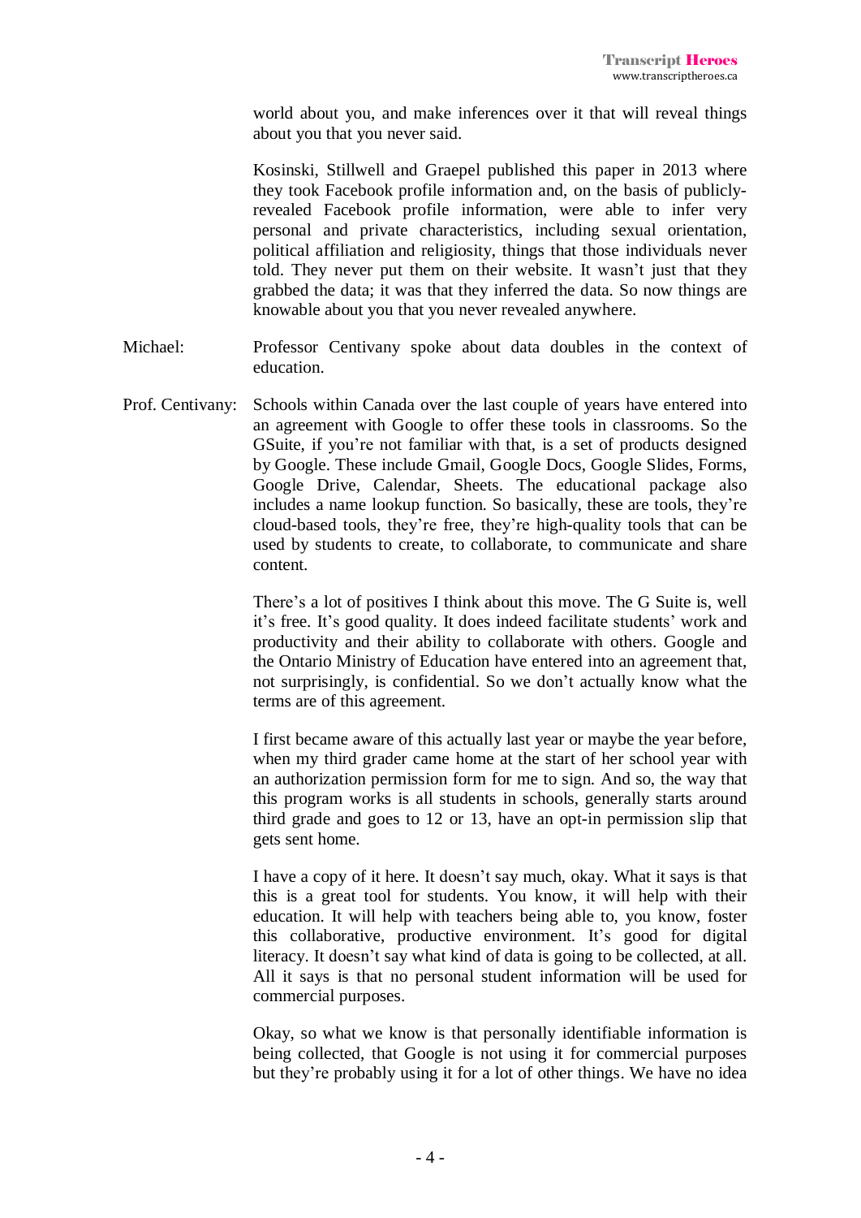world about you, and make inferences over it that will reveal things about you that you never said.

Kosinski, Stillwell and Graepel published this paper in 2013 where they took Facebook profile information and, on the basis of publicly-revealed Facebook profile information, were able to infer very personal and private characteristics, including sexual orientation, political affiliation and religiosity, things that those individuals never told. They never put them on their website. It wasn't just that they grabbed the data; it was that they inferred the data. So now things are knowable about you that you never revealed anywhere.

Michael: Professor Centivany spoke about data doubles in the context of education.

Prof. Centivany: Schools within Canada over the last couple of years have entered into an agreement with Google to offer these tools in classrooms. So the GSuite, if you're not familiar with that, is a set of products designed by Google. These include Gmail, Google Docs, Google Slides, Forms, Google Drive, Calendar, Sheets. The educational package also includes a name lookup function. So basically, these are tools, they're cloud-based tools, they're free, they're high-quality tools that can be used by students to create, to collaborate, to communicate and share content.

There's a lot of positives I think about this move. The G Suite is, well it's free. It's good quality. It does indeed facilitate students' work and productivity and their ability to collaborate with others. Google and the Ontario Ministry of Education have entered into an agreement that, not surprisingly, is confidential. So we don't actually know what the terms are of this agreement.

I first became aware of this actually last year or maybe the year before, when my third grader came home at the start of her school year with an authorization permission form for me to sign. And so, the way that this program works is all students in schools, generally starts around third grade and goes to 12 or 13, have an opt-in permission slip that gets sent home.

I have a copy of it here. It doesn't say much, okay. What it says is that this is a great tool for students. You know, it will help with their education. It will help with teachers being able to, you know, foster this collaborative, productive environment. It's good for digital literacy. It doesn't say what kind of data is going to be collected, at all. All it says is that no personal student information will be used for commercial purposes.

Okay, so what we know is that personally identifiable information is being collected, that Google is not using it for commercial purposes but they're probably using it for a lot of other things. We have no idea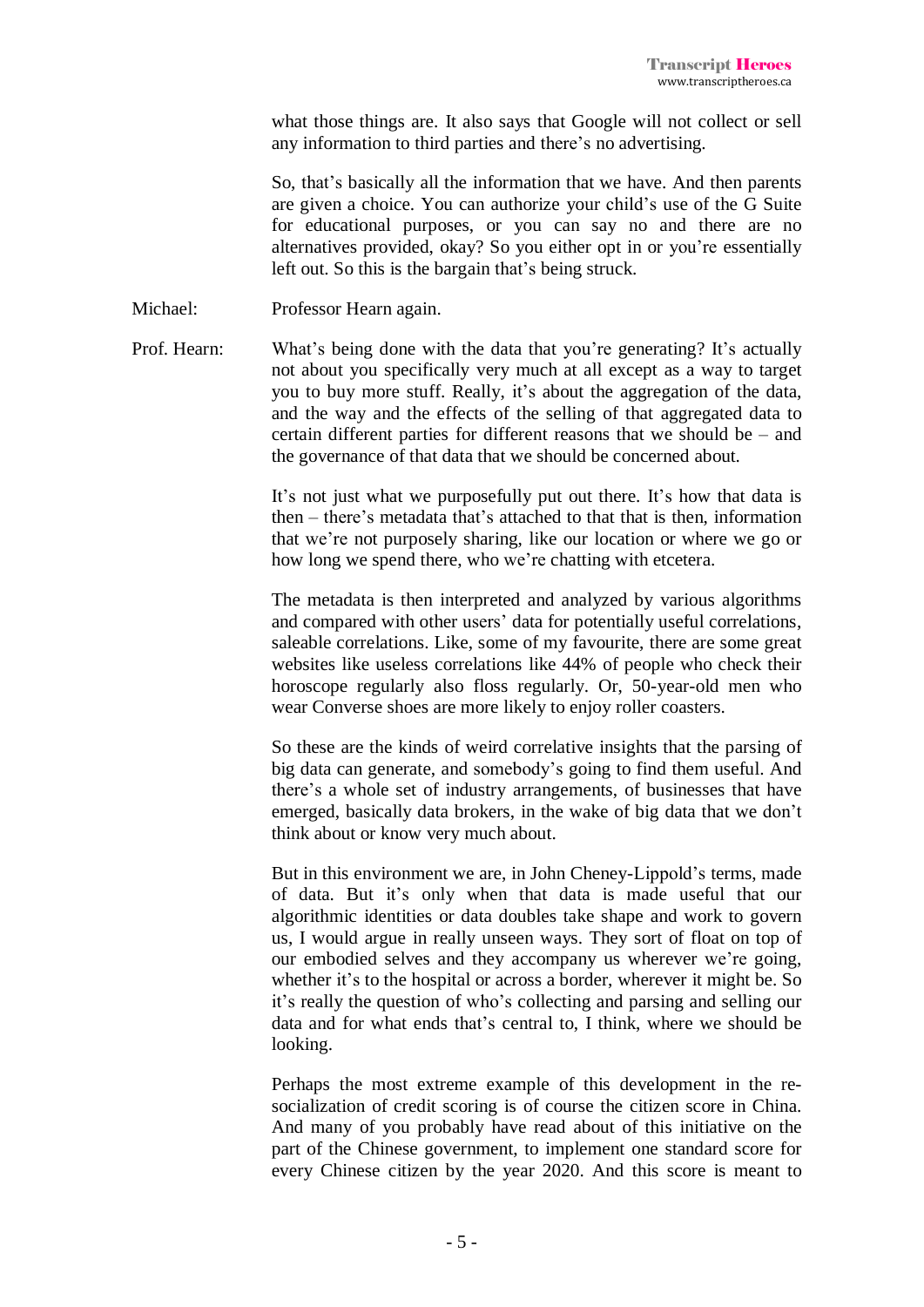what those things are. It also says that Google will not collect or sell any information to third parties and there's no advertising.

So, that's basically all the information that we have. And then parents are given a choice. You can authorize your child's use of the G Suite for educational purposes, or you can say no and there are no alternatives provided, okay? So you either opt in or you're essentially left out. So this is the bargain that's being struck.

Michael: Professor Hearn again.

Prof. Hearn: What's being done with the data that you're generating? It's actually not about you specifically very much at all except as a way to target you to buy more stuff. Really, it's about the aggregation of the data, and the way and the effects of the selling of that aggregated data to certain different parties for different reasons that we should be – and the governance of that data that we should be concerned about.

It's not just what we purposefully put out there. It's how that data is then – there's metadata that's attached to that that is then, information that we're not purposely sharing, like our location or where we go or how long we spend there, who we're chatting with etcetera.

The metadata is then interpreted and analyzed by various algorithms and compared with other users' data for potentially useful correlations, saleable correlations. Like, some of my favourite, there are some great websites like useless correlations like 44% of people who check their horoscope regularly also floss regularly. Or, 50-year-old men who wear Converse shoes are more likely to enjoy roller coasters.

So these are the kinds of weird correlative insights that the parsing of big data can generate, and somebody's going to find them useful. And there's a whole set of industry arrangements, of businesses that have emerged, basically data brokers, in the wake of big data that we don't think about or know very much about.

But in this environment we are, in John Cheney-Lippold's terms, made of data. But it's only when that data is made useful that our algorithmic identities or data doubles take shape and work to govern us, I would argue in really unseen ways. They sort of float on top of our embodied selves and they accompany us wherever we're going, whether it's to the hospital or across a border, wherever it might be. So it's really the question of who's collecting and parsing and selling our data and for what ends that's central to, I think, where we should be looking.

Perhaps the most extreme example of this development in the re-socialization of credit scoring is of course the citizen score in China. And many of you probably have read about of this initiative on the part of the Chinese government, to implement one standard score for every Chinese citizen by the year 2020. And this score is meant to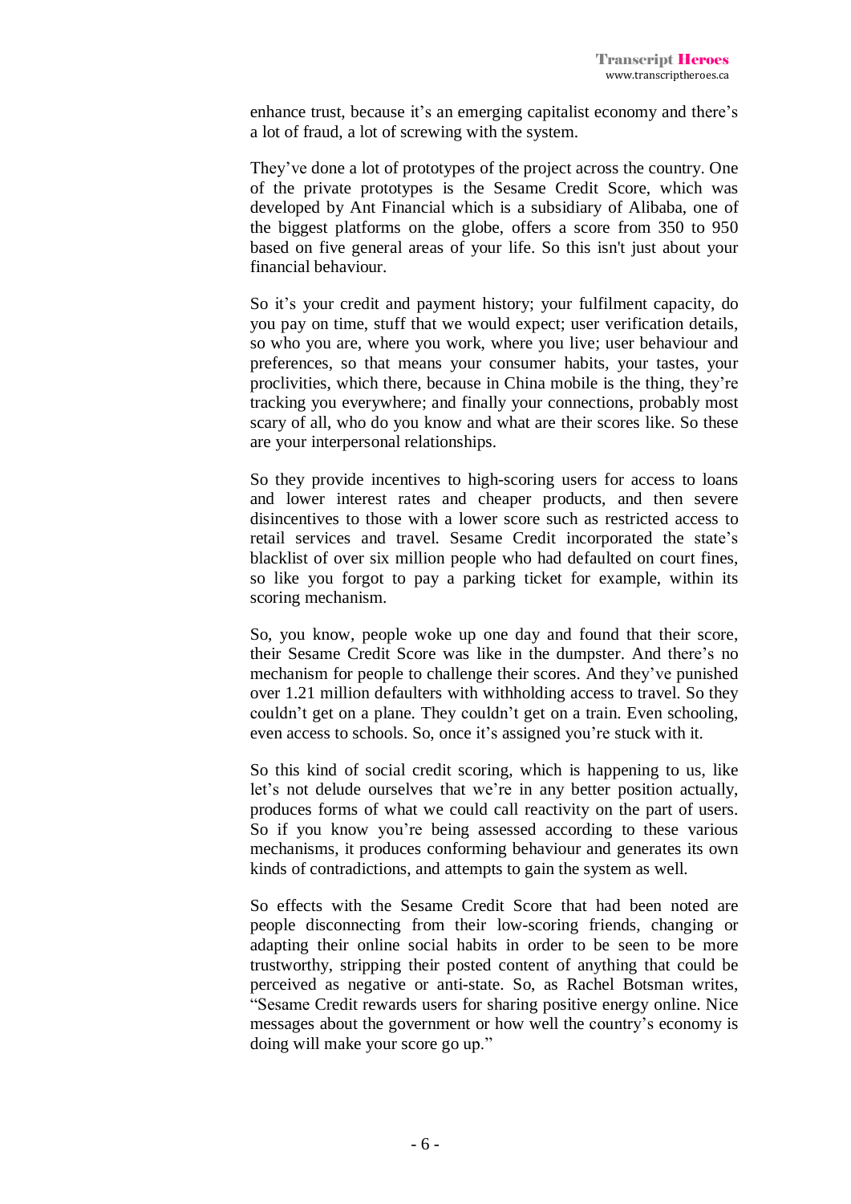enhance trust, because it's an emerging capitalist economy and there's a lot of fraud, a lot of screwing with the system.

They've done a lot of prototypes of the project across the country. One of the private prototypes is the Sesame Credit Score, which was developed by Ant Financial which is a subsidiary of Alibaba, one of the biggest platforms on the globe, offers a score from 350 to 950 based on five general areas of your life. So this isn't just about your financial behaviour.

So it's your credit and payment history; your fulfilment capacity, do you pay on time, stuff that we would expect; user verification details, so who you are, where you work, where you live; user behaviour and preferences, so that means your consumer habits, your tastes, your proclivities, which there, because in China mobile is the thing, they're tracking you everywhere; and finally your connections, probably most scary of all, who do you know and what are their scores like. So these are your interpersonal relationships.

So they provide incentives to high-scoring users for access to loans and lower interest rates and cheaper products, and then severe disincentives to those with a lower score such as restricted access to retail services and travel. Sesame Credit incorporated the state's blacklist of over six million people who had defaulted on court fines, so like you forgot to pay a parking ticket for example, within its scoring mechanism.

So, you know, people woke up one day and found that their score, their Sesame Credit Score was like in the dumpster. And there's no mechanism for people to challenge their scores. And they've punished over 1.21 million defaulters with withholding access to travel. So they couldn't get on a plane. They couldn't get on a train. Even schooling, even access to schools. So, once it's assigned you're stuck with it.

So this kind of social credit scoring, which is happening to us, like let's not delude ourselves that we're in any better position actually, produces forms of what we could call reactivity on the part of users. So if you know you're being assessed according to these various mechanisms, it produces conforming behaviour and generates its own kinds of contradictions, and attempts to gain the system as well.

So effects with the Sesame Credit Score that had been noted are people disconnecting from their low-scoring friends, changing or adapting their online social habits in order to be seen to be more trustworthy, stripping their posted content of anything that could be perceived as negative or anti-state. So, as Rachel Botsman writes, "Sesame Credit rewards users for sharing positive energy online. Nice messages about the government or how well the country's economy is doing will make your score go up."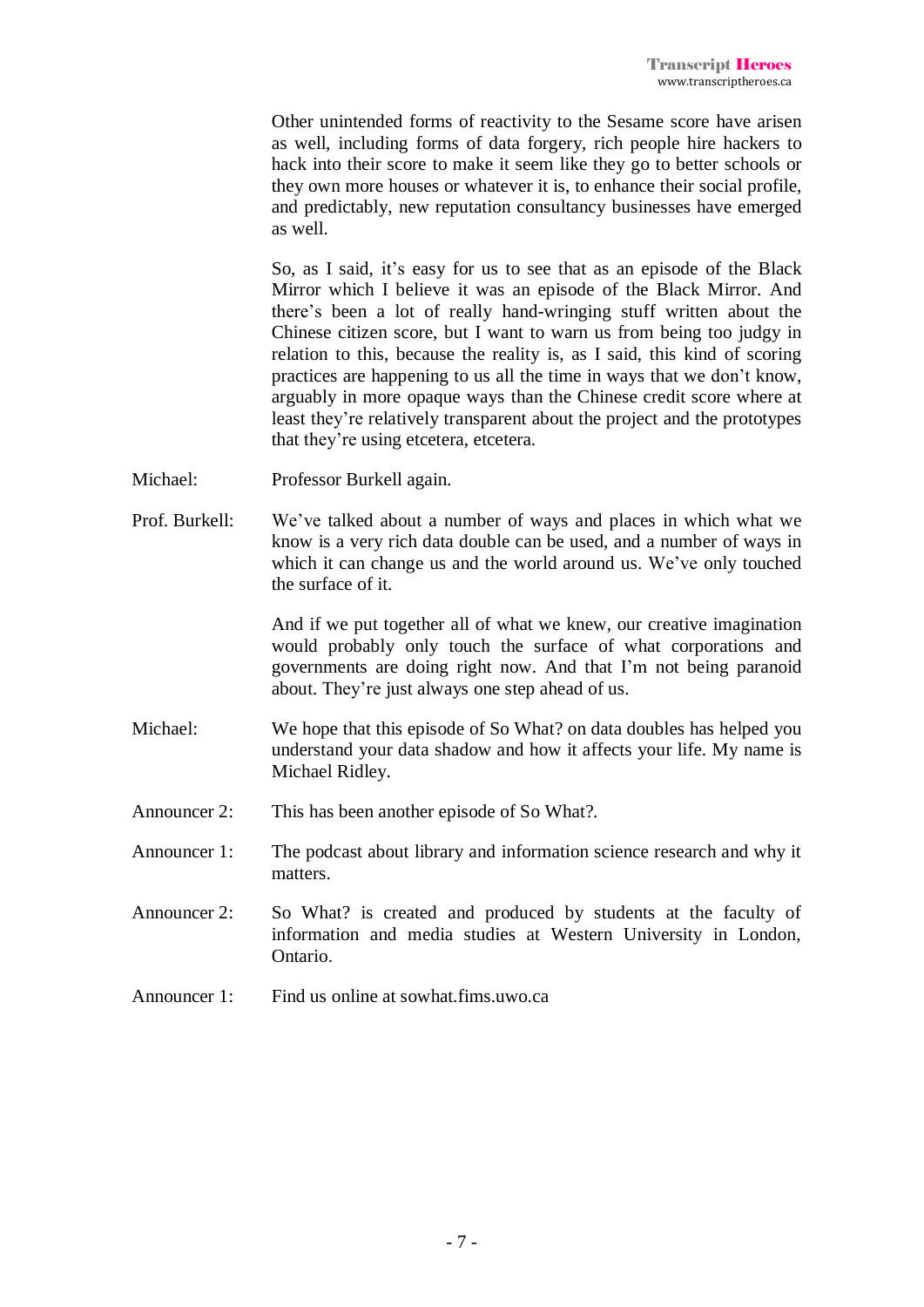Other unintended forms of reactivity to the Sesame score have arisen as well, including forms of data forgery, rich people hire hackers to hack into their score to make it seem like they go to better schools or they own more houses or whatever it is, to enhance their social profile, and predictably, new reputation consultancy businesses have emerged as well.

So, as I said, it's easy for us to see that as an episode of the Black Mirror which I believe it was an episode of the Black Mirror. And there's been a lot of really hand-wringing stuff written about the Chinese citizen score, but I want to warn us from being too judgy in relation to this, because the reality is, as I said, this kind of scoring practices are happening to us all the time in ways that we don't know, arguably in more opaque ways than the Chinese credit score where at least they're relatively transparent about the project and the prototypes that they're using etcetera, etcetera.

Michael: Professor Burkell again.

Prof. Burkell: We've talked about a number of ways and places in which what we know is a very rich data double can be used, and a number of ways in which it can change us and the world around us. We've only touched the surface of it.

And if we put together all of what we knew, our creative imagination would probably only touch the surface of what corporations and governments are doing right now. And that I'm not being paranoid about. They're just always one step ahead of us.

Michael: We hope that this episode of So What? on data doubles has helped you understand your data shadow and how it affects your life. My name is Michael Ridley.

Announcer 2: This has been another episode of So What?.

Announcer 1: The podcast about library and information science research and why it matters.

Announcer 2: So What? is created and produced by students at the faculty of information and media studies at Western University in London, Ontario.

Announcer 1: Find us online at sowhat.fims.uwo.ca